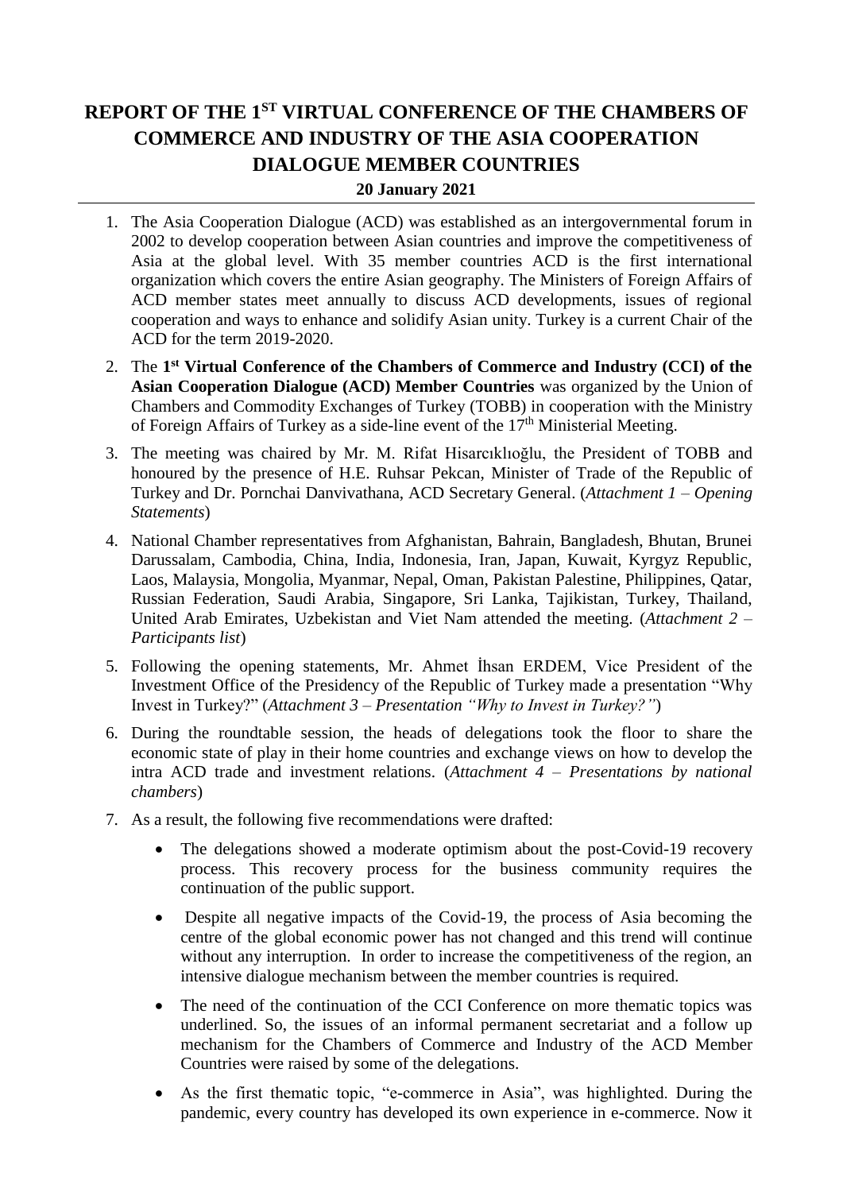# REPORT OF THE 1ST VIRTUAL CONFERENCE OF THE CHAMBERS OF COMMERCE AND INDUSTRY OF THE ASIA COOPERATION DIALOGUE MEMBER COUNTRIES

**20 January 2021**

1. The Asia Cooperation Dialogue (ACD) was established as an intergovernmental forum in 2002 to develop cooperation between Asian countries and improve the competitiveness of Asia at the global level. With 35 member countries ACD is the first international organization which covers the entire Asian geography. The Ministers of Foreign Affairs of ACD member states meet annually to discuss ACD developments, issues of regional cooperation and ways to enhance and solidify Asian unity. Turkey is a current Chair of the ACD for the term 2019-2020.

2. The **1st Virtual Conference of the Chambers of Commerce and Industry (CCI) of the Asian Cooperation Dialogue (ACD) Member Countries** was organized by the Union of Chambers and Commodity Exchanges of Turkey (TOBB) in cooperation with the Ministry of Foreign Affairs of Turkey as a side-line event of the 17th Ministerial Meeting.

3. The meeting was chaired by Mr. M. Rifat Hisarcıklıoğlu, the President of TOBB and honoured by the presence of H.E. Ruhsar Pekcan, Minister of Trade of the Republic of Turkey and Dr. Pornchai Danvivathana, ACD Secretary General. (*Attachment 1 – Opening Statements*)

4. National Chamber representatives from Afghanistan, Bahrain, Bangladesh, Bhutan, Brunei Darussalam, Cambodia, China, India, Indonesia, Iran, Japan, Kuwait, Kyrgyz Republic, Laos, Malaysia, Mongolia, Myanmar, Nepal, Oman, Pakistan Palestine, Philippines, Qatar, Russian Federation, Saudi Arabia, Singapore, Sri Lanka, Tajikistan, Turkey, Thailand, United Arab Emirates, Uzbekistan and Viet Nam attended the meeting. (*Attachment 2 – Participants list*)

5. Following the opening statements, Mr. Ahmet İhsan ERDEM, Vice President of the Investment Office of the Presidency of the Republic of Turkey made a presentation "Why Invest in Turkey?" (*Attachment 3 – Presentation "Why to Invest in Turkey?"*)

6. During the roundtable session, the heads of delegations took the floor to share the economic state of play in their home countries and exchange views on how to develop the intra ACD trade and investment relations. (*Attachment 4 – Presentations by national chambers*)

7. As a result, the following five recommendations were drafted:
   - The delegations showed a moderate optimism about the post-Covid-19 recovery process. This recovery process for the business community requires the continuation of the public support.
   - Despite all negative impacts of the Covid-19, the process of Asia becoming the centre of the global economic power has not changed and this trend will continue without any interruption. In order to increase the competitiveness of the region, an intensive dialogue mechanism between the member countries is required.
   - The need of the continuation of the CCI Conference on more thematic topics was underlined. So, the issues of an informal permanent secretariat and a follow up mechanism for the Chambers of Commerce and Industry of the ACD Member Countries were raised by some of the delegations.
   - As the first thematic topic, "e-commerce in Asia", was highlighted. During the pandemic, every country has developed its own experience in e-commerce. Now it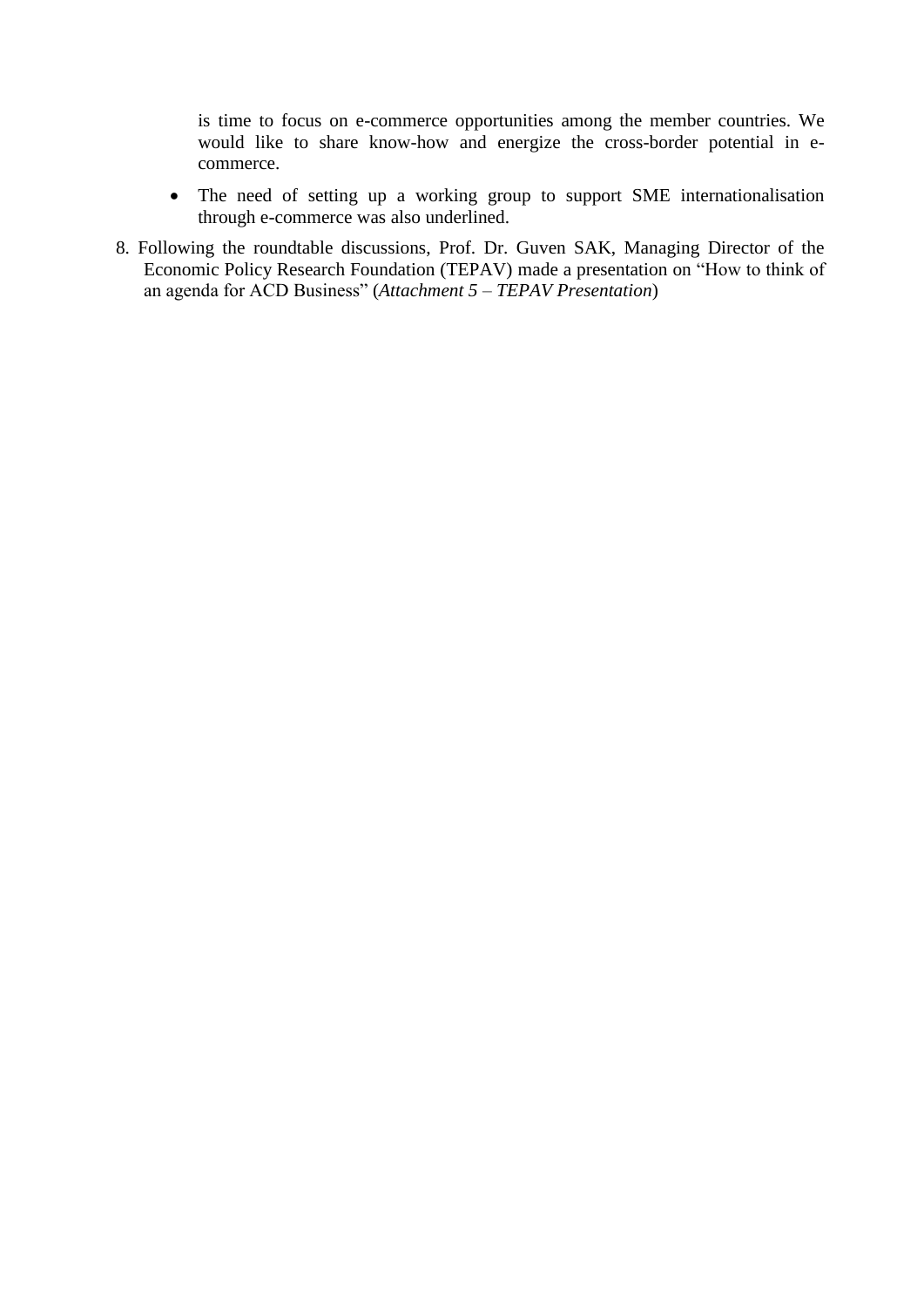is time to focus on e-commerce opportunities among the member countries. We would like to share know-how and energize the cross-border potential in e-commerce.

- The need of setting up a working group to support SME internationalisation through e-commerce was also underlined.

8. Following the roundtable discussions, Prof. Dr. Guven SAK, Managing Director of the Economic Policy Research Foundation (TEPAV) made a presentation on "How to think of an agenda for ACD Business" (*Attachment 5 – TEPAV Presentation*)